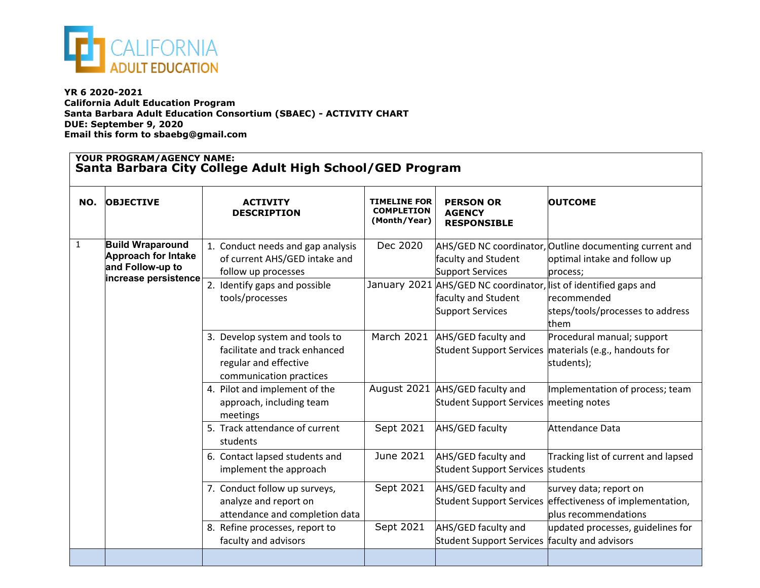CALIFORNIA ADULT EDUCATION

**YR 6 2020-2021**
**California Adult Education Program**
**Santa Barbara Adult Education Consortium (SBAEC) - ACTIVITY CHART**
**DUE: September 9, 2020**
**Email this form to sbaebg@gmail.com**

**YOUR PROGRAM/AGENCY NAME:**
**Santa Barbara City College Adult High School/GED Program**

| NO. | OBJECTIVE | ACTIVITY DESCRIPTION | TIMELINE FOR COMPLETION (Month/Year) | PERSON OR AGENCY RESPONSIBLE | OUTCOME |
|---|---|---|---|---|---|
| 1 | **Build Wraparound Approach for Intake and Follow-up to increase persistence** | 1. Conduct needs and gap analysis of current AHS/GED intake and follow up processes | Dec 2020 | AHS/GED NC coordinator, faculty and Student Support Services | Outline documenting current and optimal intake and follow up process; |
| | | 2. Identify gaps and possible tools/processes | January 2021 | AHS/GED NC coordinator, faculty and Student Support Services | list of identified gaps and recommended steps/tools/processes to address them |
| | | 3. Develop system and tools to facilitate and track enhanced regular and effective communication practices | March 2021 | AHS/GED faculty and Student Support Services | Procedural manual; support materials (e.g., handouts for students); |
| | | 4. Pilot and implement of the approach, including team meetings | August 2021 | AHS/GED faculty and Student Support Services | Implementation of process; team meeting notes |
| | | 5. Track attendance of current students | Sept 2021 | AHS/GED faculty | Attendance Data |
| | | 6. Contact lapsed students and implement the approach | June 2021 | AHS/GED faculty and Student Support Services | Tracking list of current and lapsed students |
| | | 7. Conduct follow up surveys, analyze and report on attendance and completion data | Sept 2021 | AHS/GED faculty and Student Support Services | survey data; report on effectiveness of implementation, plus recommendations |
| | | 8. Refine processes, report to faculty and advisors | Sept 2021 | AHS/GED faculty and Student Support Services | updated processes, guidelines for faculty and advisors |
| | | | | | |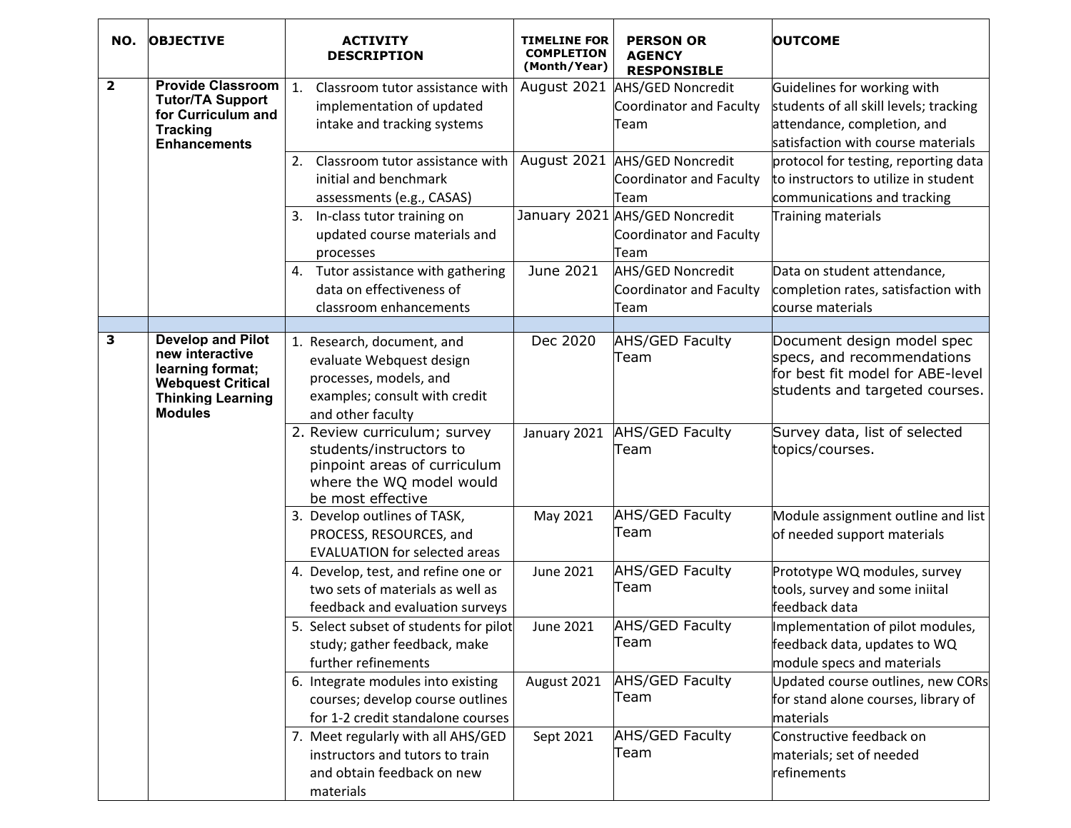| NO. | OBJECTIVE | ACTIVITY DESCRIPTION | TIMELINE FOR COMPLETION (Month/Year) | PERSON OR AGENCY RESPONSIBLE | OUTCOME |
|---|---|---|---|---|---|
| 2 | **Provide Classroom Tutor/TA Support for Curriculum and Tracking Enhancements** | 1. Classroom tutor assistance with implementation of updated intake and tracking systems | August 2021 | AHS/GED Noncredit Coordinator and Faculty Team | Guidelines for working with students of all skill levels; tracking attendance, completion, and satisfaction with course materials |
| | | 2. Classroom tutor assistance with initial and benchmark assessments (e.g., CASAS) | August 2021 | AHS/GED Noncredit Coordinator and Faculty Team | protocol for testing, reporting data to instructors to utilize in student communications and tracking |
| | | 3. In-class tutor training on updated course materials and processes | January 2021 | AHS/GED Noncredit Coordinator and Faculty Team | Training materials |
| | | 4. Tutor assistance with gathering data on effectiveness of classroom enhancements | June 2021 | AHS/GED Noncredit Coordinator and Faculty Team | Data on student attendance, completion rates, satisfaction with course materials |
| | | | | | |
| 3 | **Develop and Pilot new interactive learning format; Webquest Critical Thinking Learning Modules** | 1. Research, document, and evaluate Webquest design processes, models, and examples; consult with credit and other faculty | Dec 2020 | AHS/GED Faculty Team | Document design model spec specs, and recommendations for best fit model for ABE-level students and targeted courses. |
| | | 2. Review curriculum; survey students/instructors to pinpoint areas of curriculum where the WQ model would be most effective | January 2021 | AHS/GED Faculty Team | Survey data, list of selected topics/courses. |
| | | 3. Develop outlines of TASK, PROCESS, RESOURCES, and EVALUATION for selected areas | May 2021 | AHS/GED Faculty Team | Module assignment outline and list of needed support materials |
| | | 4. Develop, test, and refine one or two sets of materials as well as feedback and evaluation surveys | June 2021 | AHS/GED Faculty Team | Prototype WQ modules, survey tools, survey and some iniital feedback data |
| | | 5. Select subset of students for pilot study; gather feedback, make further refinements | June 2021 | AHS/GED Faculty Team | Implementation of pilot modules, feedback data, updates to WQ module specs and materials |
| | | 6. Integrate modules into existing courses; develop course outlines for 1-2 credit standalone courses | August 2021 | AHS/GED Faculty Team | Updated course outlines, new CORs for stand alone courses, library of materials |
| | | 7. Meet regularly with all AHS/GED instructors and tutors to train and obtain feedback on new materials | Sept 2021 | AHS/GED Faculty Team | Constructive feedback on materials; set of needed refinements |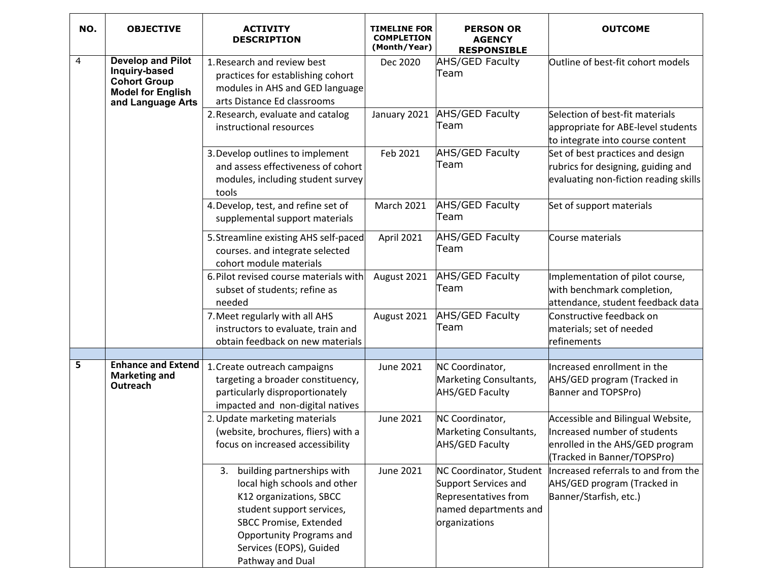| NO. | OBJECTIVE | ACTIVITY DESCRIPTION | TIMELINE FOR COMPLETION (Month/Year) | PERSON OR AGENCY RESPONSIBLE | OUTCOME |
|---|---|---|---|---|---|
| 4 | **Develop and Pilot Inquiry-based Cohort Group Model for English and Language Arts** | 1. Research and review best practices for establishing cohort modules in AHS and GED language arts Distance Ed classrooms | Dec 2020 | AHS/GED Faculty Team | Outline of best-fit cohort models |
| | | 2. Research, evaluate and catalog instructional resources | January 2021 | AHS/GED Faculty Team | Selection of best-fit materials appropriate for ABE-level students to integrate into course content |
| | | 3. Develop outlines to implement and assess effectiveness of cohort modules, including student survey tools | Feb 2021 | AHS/GED Faculty Team | Set of best practices and design rubrics for designing, guiding and evaluating non-fiction reading skills |
| | | 4. Develop, test, and refine set of supplemental support materials | March 2021 | AHS/GED Faculty Team | Set of support materials |
| | | 5. Streamline existing AHS self-paced courses. and integrate selected cohort module materials | April 2021 | AHS/GED Faculty Team | Course materials |
| | | 6. Pilot revised course materials with subset of students; refine as needed | August 2021 | AHS/GED Faculty Team | Implementation of pilot course, with benchmark completion, attendance, student feedback data |
| | | 7. Meet regularly with all AHS instructors to evaluate, train and obtain feedback on new materials | August 2021 | AHS/GED Faculty Team | Constructive feedback on materials; set of needed refinements |
| | | | | | |
| **5** | **Enhance and Extend Marketing and Outreach** | 1. Create outreach campaigns targeting a broader constituency, particularly disproportionately impacted and non-digital natives | June 2021 | NC Coordinator, Marketing Consultants, AHS/GED Faculty | Increased enrollment in the AHS/GED program (Tracked in Banner and TOPSPro) |
| | | 2. Update marketing materials (website, brochures, fliers) with a focus on increased accessibility | June 2021 | NC Coordinator, Marketing Consultants, AHS/GED Faculty | Accessible and Bilingual Website, Increased number of students enrolled in the AHS/GED program (Tracked in Banner/TOPSPro) |
| | | 3. building partnerships with local high schools and other K12 organizations, SBCC student support services, SBCC Promise, Extended Opportunity Programs and Services (EOPS), Guided Pathway and Dual | June 2021 | NC Coordinator, Student Support Services and Representatives from named departments and organizations | Increased referrals to and from the AHS/GED program (Tracked in Banner/Starfish, etc.) |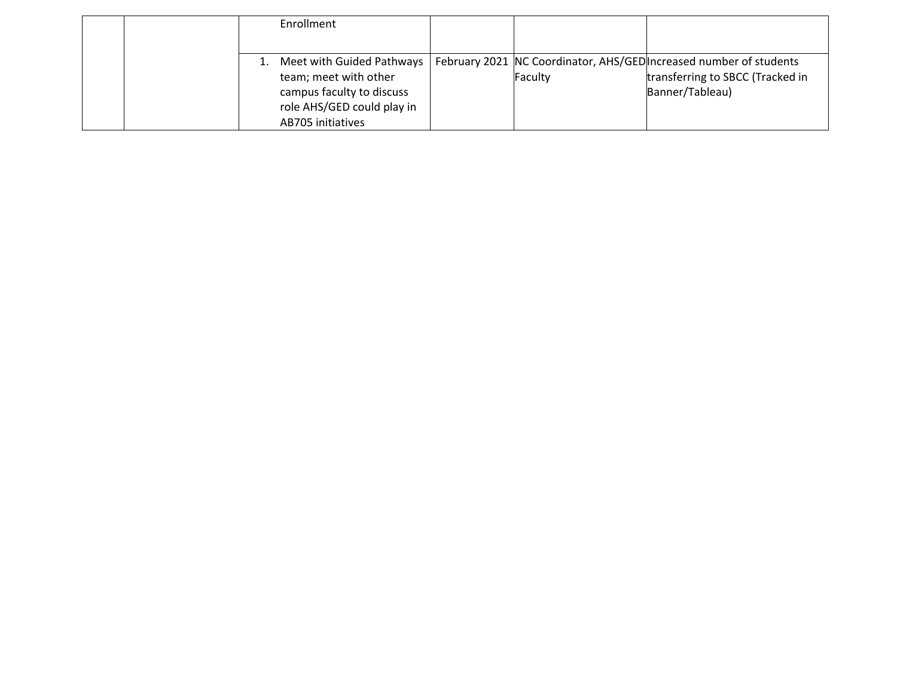| | | | | | |
|---|---|---|---|---|---|
| | | Enrollment | | | |
| | | 1. Meet with Guided Pathways team; meet with other campus faculty to discuss role AHS/GED could play in AB705 initiatives | February 2021 | NC Coordinator, AHS/GED Faculty | Increased number of students transferring to SBCC (Tracked in Banner/Tableau) |